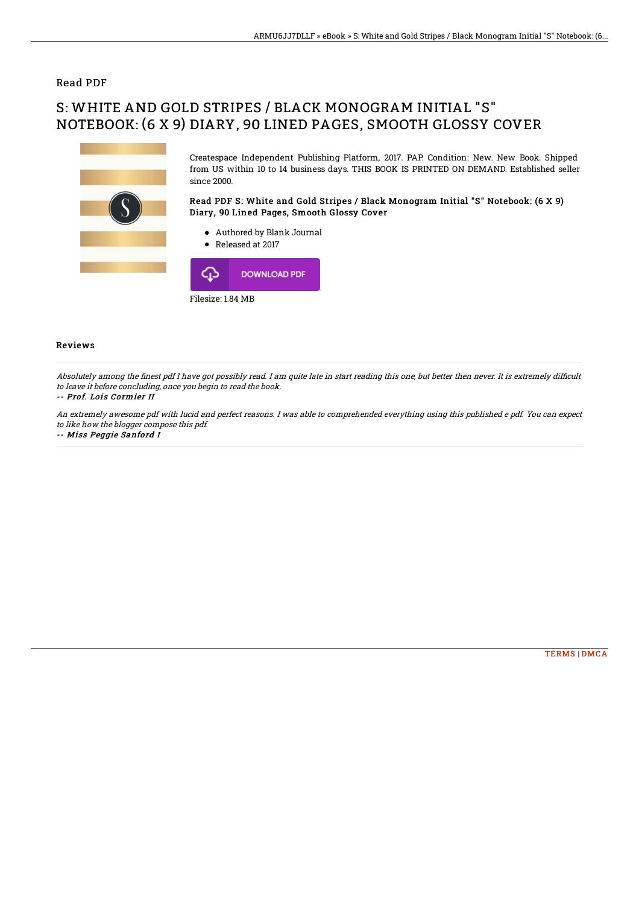# Read PDF

## S: WHITE AND GOLD STRIPES / BLACK MONOGRAM INITIAL "S" NOTEBOOK: (6 X 9) DIARY, 90 LINED PAGES, SMOOTH GLOSSY COVER

Createspace Independent Publishing Platform, 2017. PAP. Condition: New. New Book. Shipped from US within 10 to 14 business days. THIS BOOK IS PRINTED ON DEMAND. Established seller since 2000.

### Read PDF S: White and Gold Stripes / Black Monogram Initial "S" Notebook: (6 X 9) Diary, 90 Lined Pages, Smooth Glossy Cover

- Authored by Blank Journal
- Released at 2017

DOWNLOAD PDF

Filesize: 1.84 MB

### Reviews

*Absolutely among the finest pdf I have got possibly read. I am quite late in start reading this one, but better then never. It is extremely difficult to leave it before concluding, once you begin to read the book.*

*-- Prof. Lois Cormier II*

*An extremely awesome pdf with lucid and perfect reasons. I was able to comprehended everything using this published e pdf. You can expect to like how the blogger compose this pdf.*

*-- Miss Peggie Sanford I*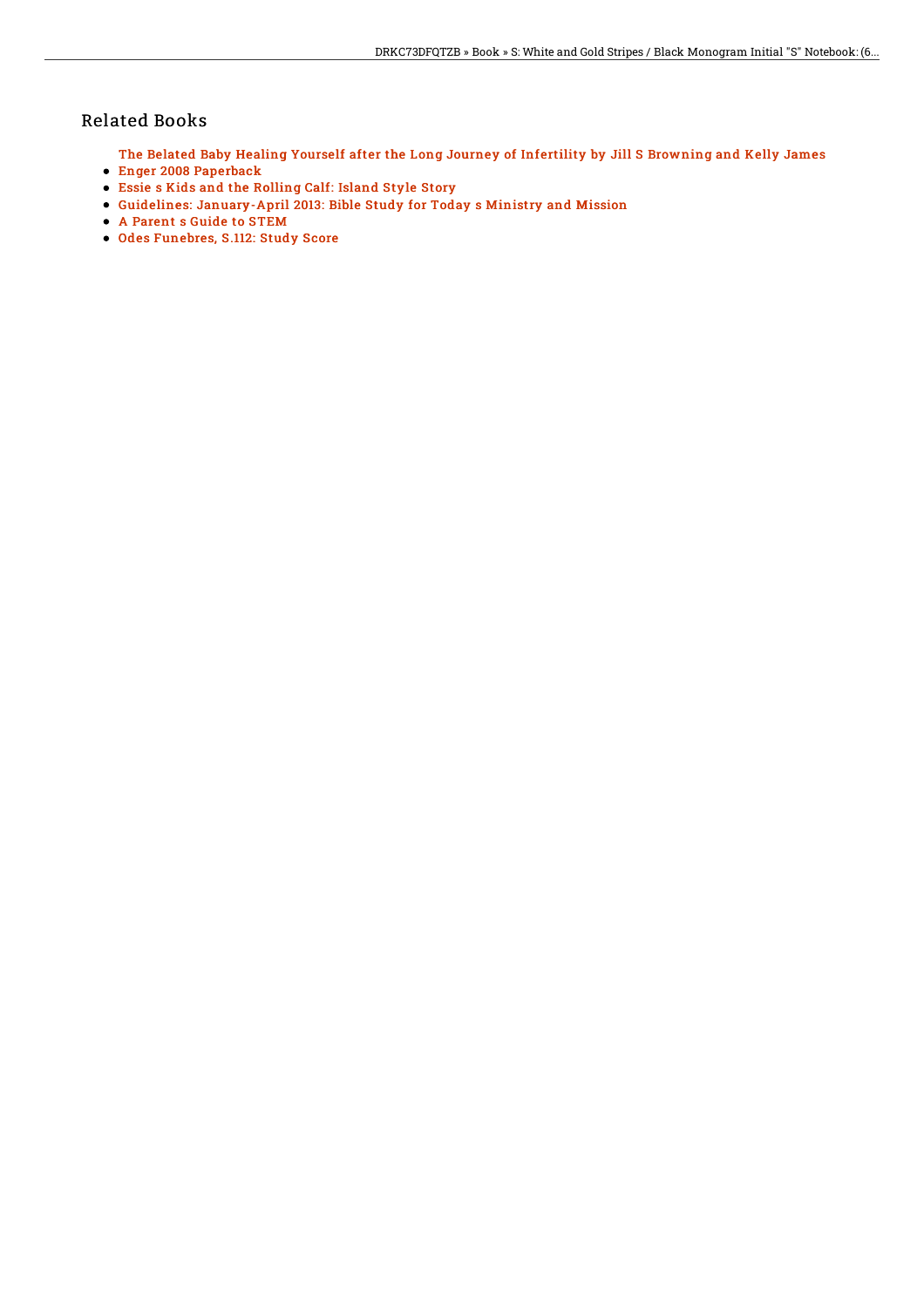## Related Books

The Belated Baby Healing Yourself after the Long Journey of Infertility by Jill S Browning and Kelly James

- Enger 2008 Paperback
- Essie s Kids and the Rolling Calf: Island Style Story
- Guidelines: January-April 2013: Bible Study for Today s Ministry and Mission
- A Parent s Guide to STEM
- Odes Funebres, S.112: Study Score